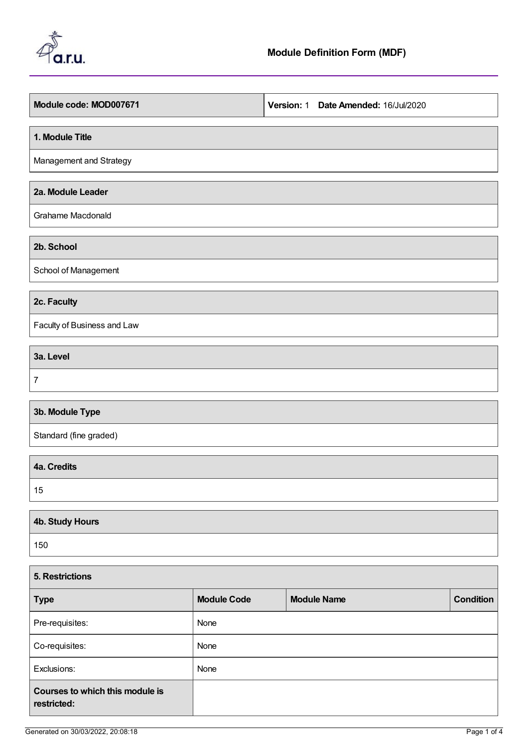# Module Definition Form (MDF)

| **Module code: MOD007671** | **Version:** 1 **Date Amended:** 16/Jul/2020 |
|---|---|

## 1. Module Title

Management and Strategy

## 2a. Module Leader

Grahame Macdonald

## 2b. School

School of Management

## 2c. Faculty

Faculty of Business and Law

## 3a. Level

7

## 3b. Module Type

Standard (fine graded)

## 4a. Credits

15

## 4b. Study Hours

150

## 5. Restrictions

| Type | Module Code | Module Name | Condition |
|---|---|---|---|
| Pre-requisites: | None | | |
| Co-requisites: | None | | |
| Exclusions: | None | | |
| **Courses to which this module is restricted:** | | | |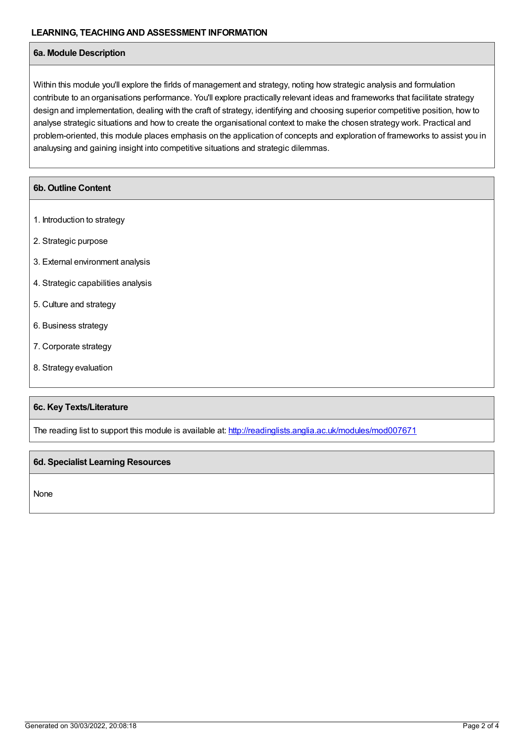## LEARNING, TEACHING AND ASSESSMENT INFORMATION

### 6a. Module Description

Within this module you'll explore the firlds of management and strategy, noting how strategic analysis and formulation contribute to an organisations performance. You'll explore practically relevant ideas and frameworks that facilitate strategy design and implementation, dealing with the craft of strategy, identifying and choosing superior competitive position, how to analyse strategic situations and how to create the organisational context to make the chosen strategy work. Practical and problem-oriented, this module places emphasis on the application of concepts and exploration of frameworks to assist you in analuysing and gaining insight into competitive situations and strategic dilemmas.

### 6b. Outline Content

1. Introduction to strategy
2. Strategic purpose
3. External environment analysis
4. Strategic capabilities analysis
5. Culture and strategy
6. Business strategy
7. Corporate strategy
8. Strategy evaluation

### 6c. Key Texts/Literature

The reading list to support this module is available at: http://readinglists.anglia.ac.uk/modules/mod007671

### 6d. Specialist Learning Resources

None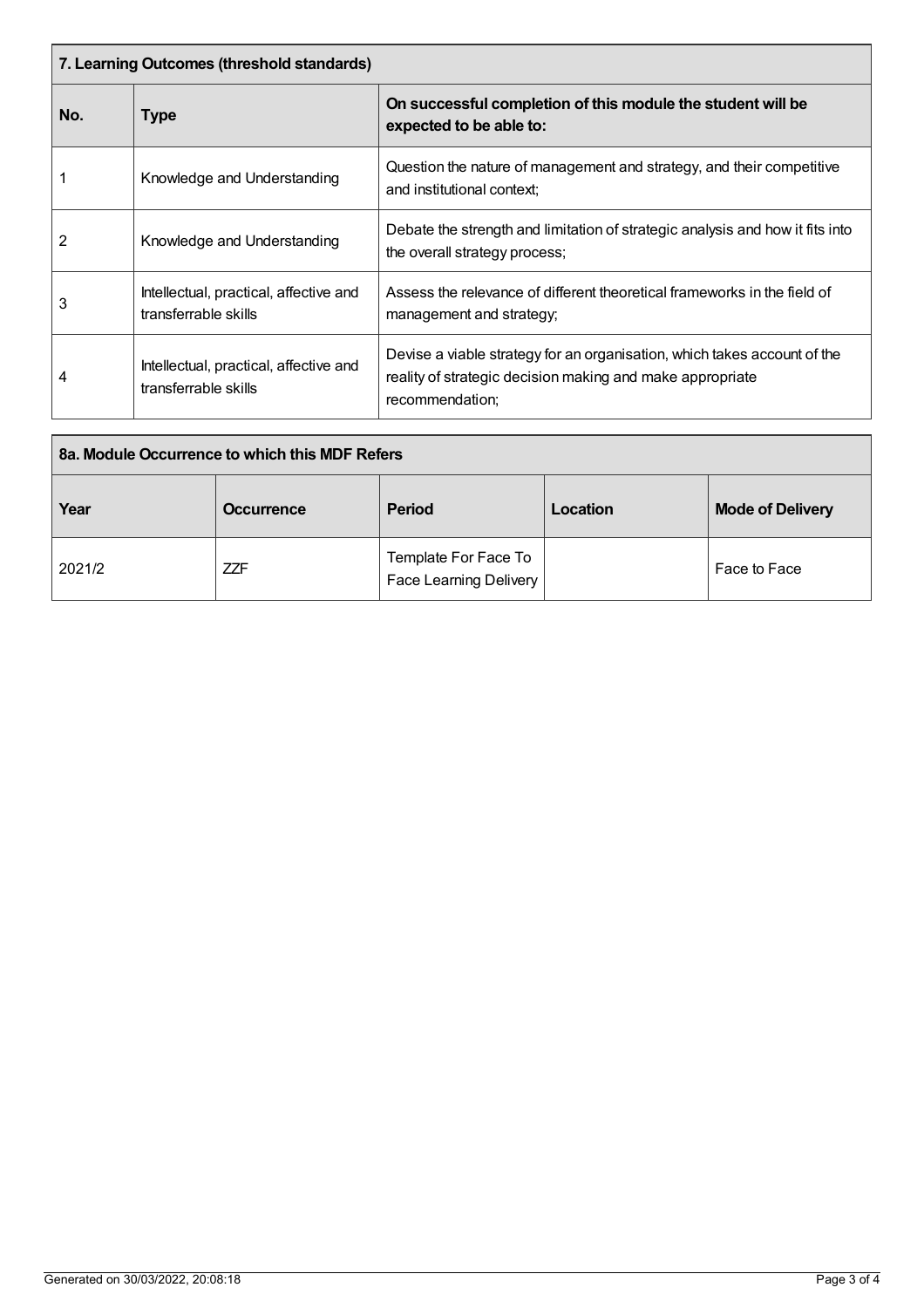## 7. Learning Outcomes (threshold standards)

| No. | Type | On successful completion of this module the student will be expected to be able to: |
| --- | --- | --- |
| 1 | Knowledge and Understanding | Question the nature of management and strategy, and their competitive and institutional context; |
| 2 | Knowledge and Understanding | Debate the strength and limitation of strategic analysis and how it fits into the overall strategy process; |
| 3 | Intellectual, practical, affective and transferrable skills | Assess the relevance of different theoretical frameworks in the field of management and strategy; |
| 4 | Intellectual, practical, affective and transferrable skills | Devise a viable strategy for an organisation, which takes account of the reality of strategic decision making and make appropriate recommendation; |

## 8a. Module Occurrence to which this MDF Refers

| Year | Occurrence | Period | Location | Mode of Delivery |
| --- | --- | --- | --- | --- |
| 2021/2 | ZZF | Template For Face To Face Learning Delivery | | Face to Face |

Generated on 30/03/2022, 20:08:18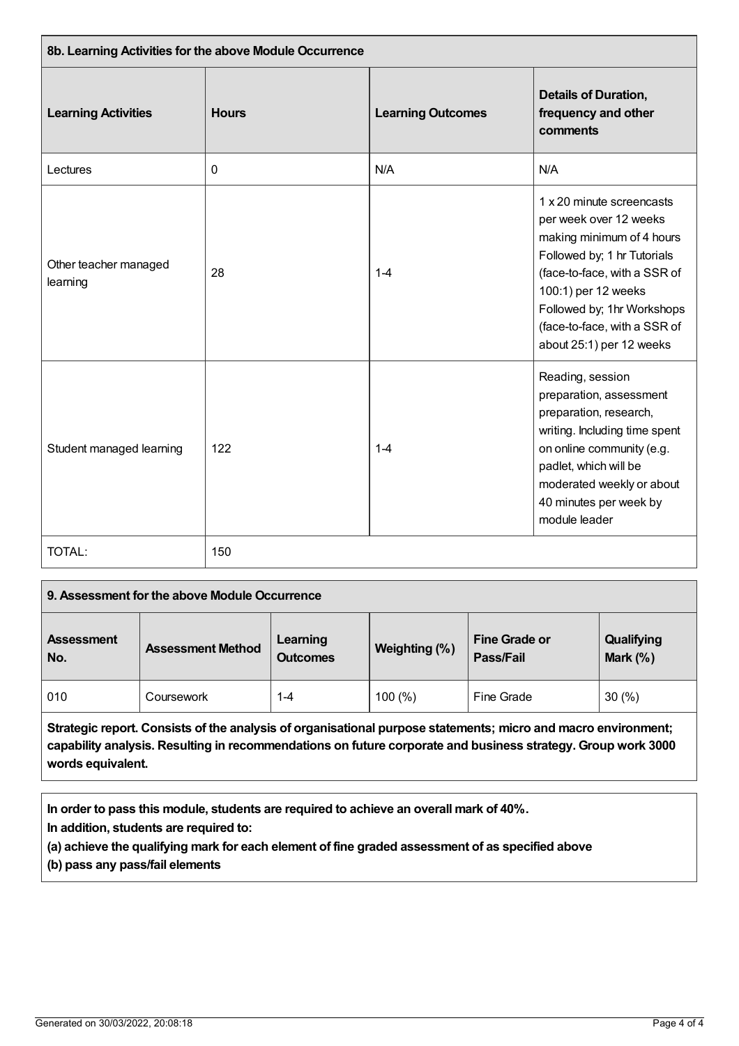| 8b. Learning Activities for the above Module Occurrence | | | |
|---|---|---|---|
| **Learning Activities** | **Hours** | **Learning Outcomes** | **Details of Duration, frequency and other comments** |
| Lectures | 0 | N/A | N/A |
| Other teacher managed learning | 28 | 1-4 | 1 x 20 minute screencasts per week over 12 weeks making minimum of 4 hours Followed by; 1 hr Tutorials (face-to-face, with a SSR of 100:1) per 12 weeks Followed by; 1hr Workshops (face-to-face, with a SSR of about 25:1) per 12 weeks |
| Student managed learning | 122 | 1-4 | Reading, session preparation, assessment preparation, research, writing. Including time spent on online community (e.g. padlet, which will be moderated weekly or about 40 minutes per week by module leader |
| TOTAL: | 150 | | |

| 9. Assessment for the above Module Occurrence | | | | | |
|---|---|---|---|---|---|
| **Assessment No.** | **Assessment Method** | **Learning Outcomes** | **Weighting (%)** | **Fine Grade or Pass/Fail** | **Qualifying Mark (%)** |
| 010 | Coursework | 1-4 | 100 (%) | Fine Grade | 30 (%) |

**Strategic report. Consists of the analysis of organisational purpose statements; micro and macro environment; capability analysis. Resulting in recommendations on future corporate and business strategy. Group work 3000 words equivalent.**

**In order to pass this module, students are required to achieve an overall mark of 40%.**
**In addition, students are required to:**
**(a) achieve the qualifying mark for each element of fine graded assessment of as specified above**
**(b) pass any pass/fail elements**